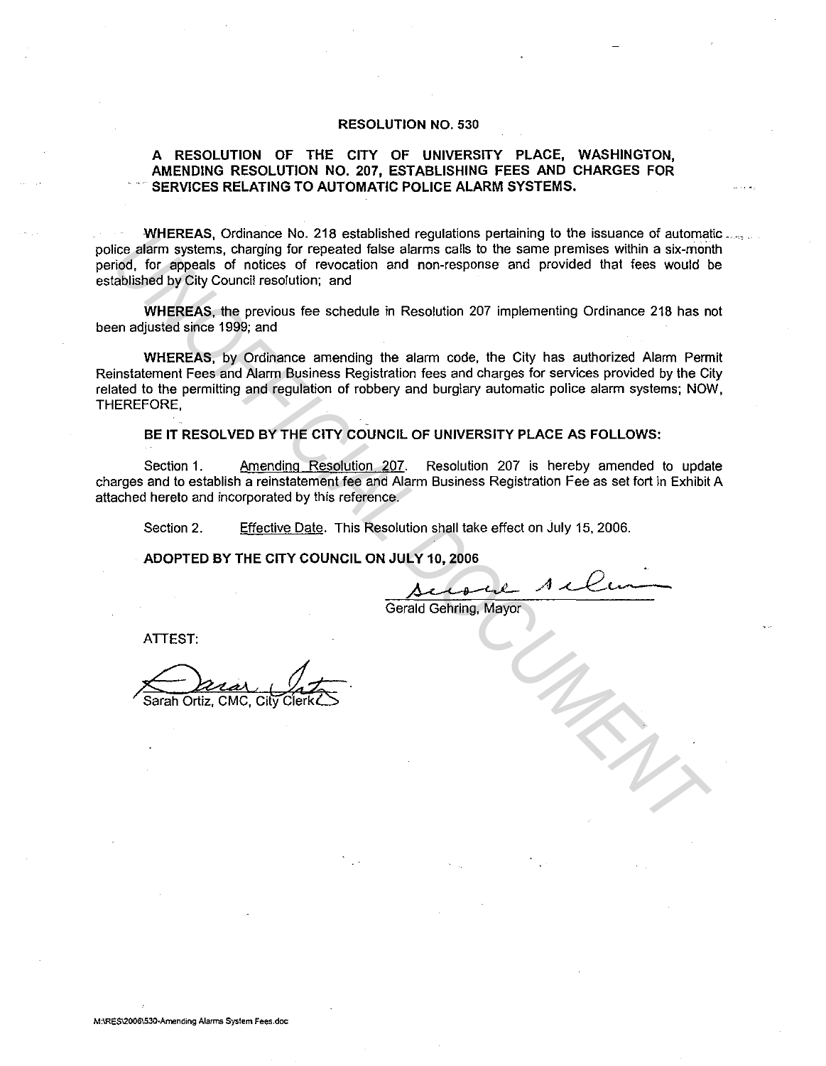# RESOLUTION NO. 530

## A RESOLUTION OF THE CITY OF UNIVERSITY PLACE, WASHINGTON, AMENDING RESOLUTION NO. 207, ESTABLISHING FEES AND CHARGES FOR SERVICES RELATING TO AUTOMATIC POLICE ALARM SYSTEMS.

**WHEREAS,** Ordinance No. 218 established regulations pertaining to the issuance of automatic police alarm systems, charging for repeated false alarms calls to the same premises within a six-month period, for appeals of notices of revocation and non-response and provided that fees would be established by City Council resolution; and

**WHEREAS,** the previous fee schedule in Resolution 207 implementing Ordinance 218 has not been adjusted since 1999; and

**WHEREAS,** by Ordinance amending the alarm code, the City has authorized Alarm Permit Reinstatement Fees and Alarm Business Registration fees and charges for services provided by the City related to the permitting and regulation of robbery and burglary automatic police alarm systems; NOW, THEREFORE,

**BE IT RESOLVED BY THE CITY COUNCIL OF UNIVERSITY PLACE AS FOLLOWS:**

Section 1. Amending Resolution 207. Resolution 207 is hereby amended to update charges and to establish a reinstatement fee and Alarm Business Registration Fee as set fort in Exhibit A attached hereto and incorporated by this reference.

Section 2. Effective Date. This Resolution shall take effect on July 15, 2006.

**ADOPTED BY THE CITY COUNCIL ON JULY 10, 2006**

Gerald Gehring, Mayor

ATTEST:

Sarah Ortiz, CMC, City Clerk

M:\RES\2006\530-Amending Alarms System Fees.doc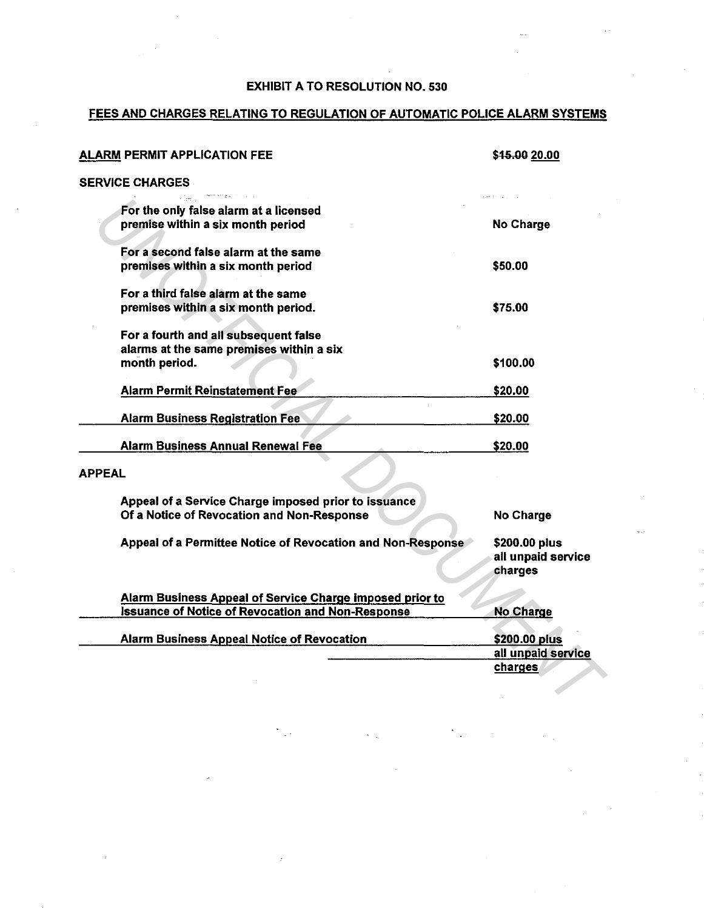**EXHIBIT A TO RESOLUTION NO. 530**

**FEES AND CHARGES RELATING TO REGULATION OF AUTOMATIC POLICE ALARM SYSTEMS**

| | |
|---|---|
| **ALARM PERMIT APPLICATION FEE** | ~~$15.00~~ 20.00 |
| **SERVICE CHARGES** | |
| For the only false alarm at a licensed premise within a six month period | No Charge |
| For a second false alarm at the same premises within a six month period | $50.00 |
| For a third false alarm at the same premises within a six month period. | $75.00 |
| For a fourth and all subsequent false alarms at the same premises within a six month period. | $100.00 |
| Alarm Permit Reinstatement Fee | $20.00 |
| Alarm Business Registration Fee | $20.00 |
| Alarm Business Annual Renewal Fee | $20.00 |
| **APPEAL** | |
| Appeal of a Service Charge imposed prior to issuance Of a Notice of Revocation and Non-Response | No Charge |
| Appeal of a Permittee Notice of Revocation and Non-Response | $200.00 plus all unpaid service charges |
| Alarm Business Appeal of Service Charge imposed prior to issuance of Notice of Revocation and Non-Response | No Charge |
| Alarm Business Appeal Notice of Revocation | $200.00 plus all unpaid service charges |

UNOFFICIAL DOCUMENT